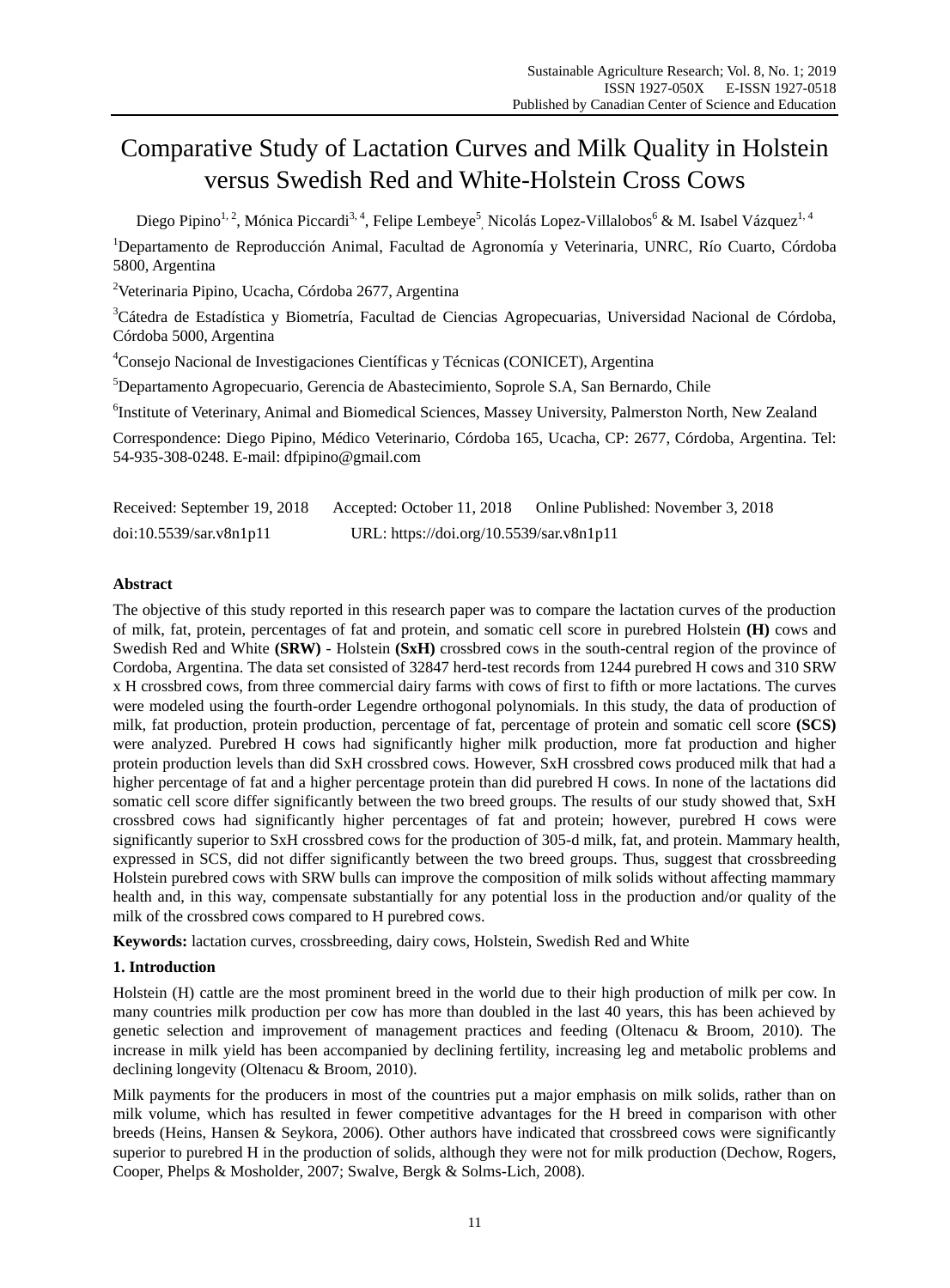# Comparative Study of Lactation Curves and Milk Quality in Holstein versus Swedish Red and White-Holstein Cross Cows

Diego Pipino[1, 2], Mónica Piccardi[3, 4], Felipe Lembeye[5], Nicolás Lopez-Villalobos[6] & M. Isabel Vázquez[1, 4]

[1]Departamento de Reproducción Animal, Facultad de Agronomía y Veterinaria, UNRC, Río Cuarto, Córdoba 5800, Argentina

[2]Veterinaria Pipino, Ucacha, Córdoba 2677, Argentina

[3]Cátedra de Estadística y Biometría, Facultad de Ciencias Agropecuarias, Universidad Nacional de Córdoba, Córdoba 5000, Argentina

[4]Consejo Nacional de Investigaciones Científicas y Técnicas (CONICET), Argentina

[5]Departamento Agropecuario, Gerencia de Abastecimiento, Soprole S.A, San Bernardo, Chile

[6]Institute of Veterinary, Animal and Biomedical Sciences, Massey University, Palmerston North, New Zealand

Correspondence: Diego Pipino, Médico Veterinario, Córdoba 165, Ucacha, CP: 2677, Córdoba, Argentina. Tel: 54-935-308-0248. E-mail: dfpipino@gmail.com

Received: September 19, 2018 Accepted: October 11, 2018 Online Published: November 3, 2018

doi:10.5539/sar.v8n1p11 URL: https://doi.org/10.5539/sar.v8n1p11

## Abstract

The objective of this study reported in this research paper was to compare the lactation curves of the production of milk, fat, protein, percentages of fat and protein, and somatic cell score in purebred Holstein **(H)** cows and Swedish Red and White **(SRW)** - Holstein **(SxH)** crossbred cows in the south-central region of the province of Cordoba, Argentina. The data set consisted of 32847 herd-test records from 1244 purebred H cows and 310 SRW x H crossbred cows, from three commercial dairy farms with cows of first to fifth or more lactations. The curves were modeled using the fourth-order Legendre orthogonal polynomials. In this study, the data of production of milk, fat production, protein production, percentage of fat, percentage of protein and somatic cell score **(SCS)** were analyzed. Purebred H cows had significantly higher milk production, more fat production and higher protein production levels than did SxH crossbred cows. However, SxH crossbred cows produced milk that had a higher percentage of fat and a higher percentage protein than did purebred H cows. In none of the lactations did somatic cell score differ significantly between the two breed groups. The results of our study showed that, SxH crossbred cows had significantly higher percentages of fat and protein; however, purebred H cows were significantly superior to SxH crossbred cows for the production of 305-d milk, fat, and protein. Mammary health, expressed in SCS, did not differ significantly between the two breed groups. Thus, suggest that crossbreeding Holstein purebred cows with SRW bulls can improve the composition of milk solids without affecting mammary health and, in this way, compensate substantially for any potential loss in the production and/or quality of the milk of the crossbred cows compared to H purebred cows.

**Keywords:** lactation curves, crossbreeding, dairy cows, Holstein, Swedish Red and White

## 1. Introduction

Holstein (H) cattle are the most prominent breed in the world due to their high production of milk per cow. In many countries milk production per cow has more than doubled in the last 40 years, this has been achieved by genetic selection and improvement of management practices and feeding (Oltenacu & Broom, 2010). The increase in milk yield has been accompanied by declining fertility, increasing leg and metabolic problems and declining longevity (Oltenacu & Broom, 2010).

Milk payments for the producers in most of the countries put a major emphasis on milk solids, rather than on milk volume, which has resulted in fewer competitive advantages for the H breed in comparison with other breeds (Heins, Hansen & Seykora, 2006). Other authors have indicated that crossbreed cows were significantly superior to purebred H in the production of solids, although they were not for milk production (Dechow, Rogers, Cooper, Phelps & Mosholder, 2007; Swalve, Bergk & Solms-Lich, 2008).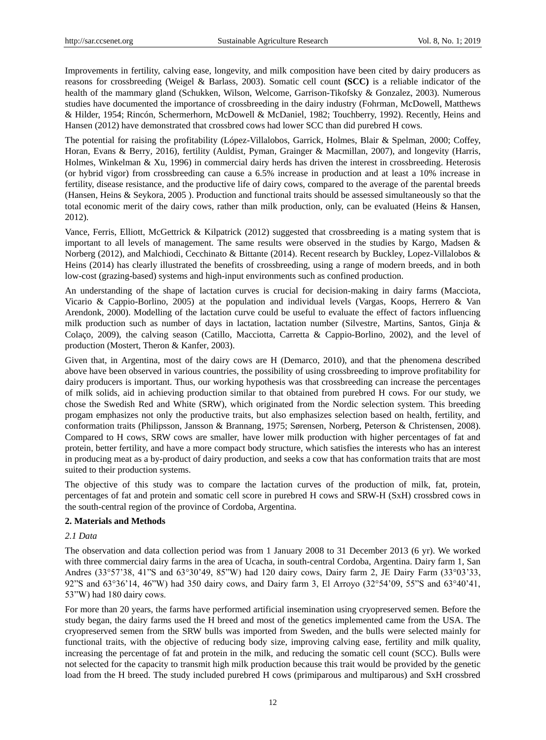Improvements in fertility, calving ease, longevity, and milk composition have been cited by dairy producers as reasons for crossbreeding (Weigel & Barlass, 2003). Somatic cell count **(SCC)** is a reliable indicator of the health of the mammary gland (Schukken, Wilson, Welcome, Garrison-Tikofsky & Gonzalez, 2003). Numerous studies have documented the importance of crossbreeding in the dairy industry (Fohrman, McDowell, Matthews & Hilder, 1954; Rincón, Schermerhorn, McDowell & McDaniel, 1982; Touchberry, 1992). Recently, Heins and Hansen (2012) have demonstrated that crossbred cows had lower SCC than did purebred H cows.

The potential for raising the profitability (López-Villalobos, Garrick, Holmes, Blair & Spelman, 2000; Coffey, Horan, Evans & Berry, 2016), fertility (Auldist, Pyman, Grainger & Macmillan, 2007), and longevity (Harris, Holmes, Winkelman & Xu, 1996) in commercial dairy herds has driven the interest in crossbreeding. Heterosis (or hybrid vigor) from crossbreeding can cause a 6.5% increase in production and at least a 10% increase in fertility, disease resistance, and the productive life of dairy cows, compared to the average of the parental breeds (Hansen, Heins & Seykora, 2005 ). Production and functional traits should be assessed simultaneously so that the total economic merit of the dairy cows, rather than milk production, only, can be evaluated (Heins & Hansen, 2012).

Vance, Ferris, Elliott, McGettrick & Kilpatrick (2012) suggested that crossbreeding is a mating system that is important to all levels of management. The same results were observed in the studies by Kargo, Madsen & Norberg (2012), and Malchiodi, Cecchinato & Bittante (2014). Recent research by Buckley, Lopez-Villalobos & Heins (2014) has clearly illustrated the benefits of crossbreeding, using a range of modern breeds, and in both low-cost (grazing-based) systems and high-input environments such as confined production.

An understanding of the shape of lactation curves is crucial for decision-making in dairy farms (Macciota, Vicario & Cappio-Borlino, 2005) at the population and individual levels (Vargas, Koops, Herrero & Van Arendonk, 2000). Modelling of the lactation curve could be useful to evaluate the effect of factors influencing milk production such as number of days in lactation, lactation number (Silvestre, Martins, Santos, Ginja & Colaço, 2009), the calving season (Catillo, Macciotta, Carretta & Cappio-Borlino, 2002), and the level of production (Mostert, Theron & Kanfer, 2003).

Given that, in Argentina, most of the dairy cows are H (Demarco, 2010), and that the phenomena described above have been observed in various countries, the possibility of using crossbreeding to improve profitability for dairy producers is important. Thus, our working hypothesis was that crossbreeding can increase the percentages of milk solids, aid in achieving production similar to that obtained from purebred H cows. For our study, we chose the Swedish Red and White (SRW), which originated from the Nordic selection system. This breeding progam emphasizes not only the productive traits, but also emphasizes selection based on health, fertility, and conformation traits (Philipsson, Jansson & Brannang, 1975; Sørensen, Norberg, Peterson & Christensen, 2008). Compared to H cows, SRW cows are smaller, have lower milk production with higher percentages of fat and protein, better fertility, and have a more compact body structure, which satisfies the interests who has an interest in producing meat as a by-product of dairy production, and seeks a cow that has conformation traits that are most suited to their production systems.

The objective of this study was to compare the lactation curves of the production of milk, fat, protein, percentages of fat and protein and somatic cell score in purebred H cows and SRW-H (SxH) crossbred cows in the south-central region of the province of Cordoba, Argentina.

## 2. Materials and Methods

### *2.1 Data*

The observation and data collection period was from 1 January 2008 to 31 December 2013 (6 yr). We worked with three commercial dairy farms in the area of Ucacha, in south-central Cordoba, Argentina. Dairy farm 1, San Andres (33°57'38, 41"S and 63°30'49, 85"W) had 120 dairy cows, Dairy farm 2, JE Dairy Farm (33°03'33, 92"S and 63°36'14, 46"W) had 350 dairy cows, and Dairy farm 3, El Arroyo (32°54'09, 55"S and 63°40'41, 53"W) had 180 dairy cows.

For more than 20 years, the farms have performed artificial insemination using cryopreserved semen. Before the study began, the dairy farms used the H breed and most of the genetics implemented came from the USA. The cryopreserved semen from the SRW bulls was imported from Sweden, and the bulls were selected mainly for functional traits, with the objective of reducing body size, improving calving ease, fertility and milk quality, increasing the percentage of fat and protein in the milk, and reducing the somatic cell count (SCC). Bulls were not selected for the capacity to transmit high milk production because this trait would be provided by the genetic load from the H breed. The study included purebred H cows (primiparous and multiparous) and SxH crossbred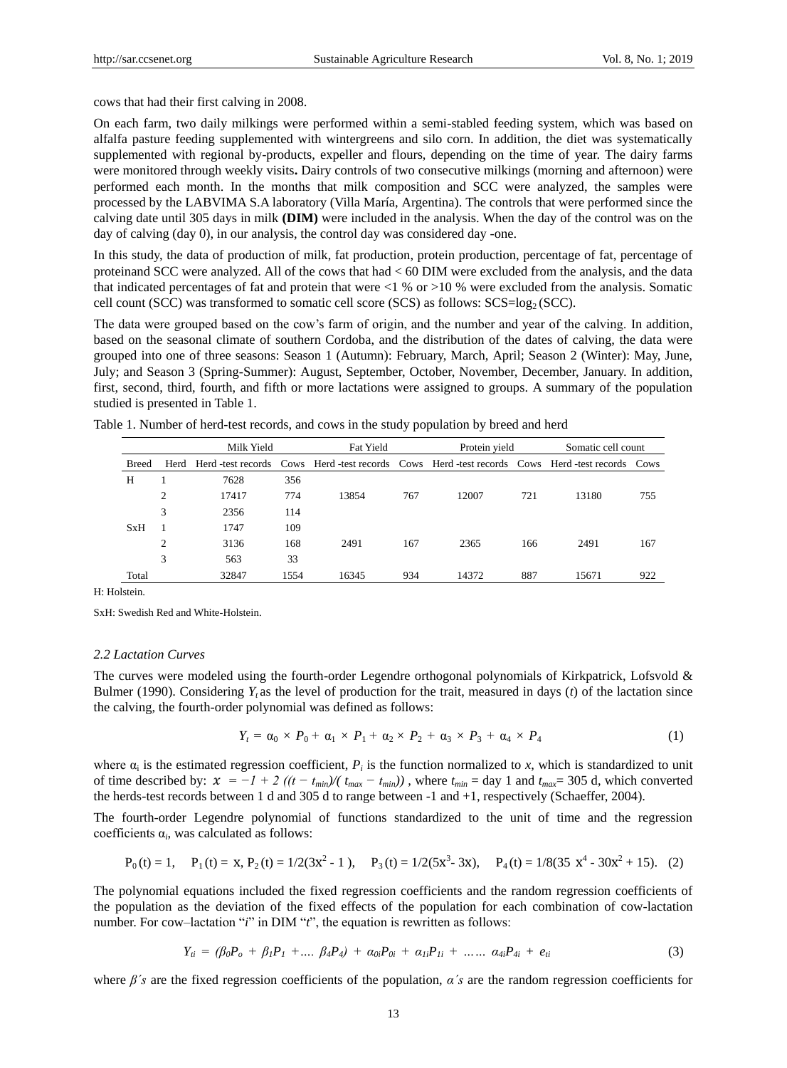cows that had their first calving in 2008.

On each farm, two daily milkings were performed within a semi-stabled feeding system, which was based on alfalfa pasture feeding supplemented with wintergreens and silo corn. In addition, the diet was systematically supplemented with regional by-products, expeller and flours, depending on the time of year. The dairy farms were monitored through weekly visits**.** Dairy controls of two consecutive milkings (morning and afternoon) were performed each month. In the months that milk composition and SCC were analyzed, the samples were processed by the LABVIMA S.A laboratory (Villa María, Argentina). The controls that were performed since the calving date until 305 days in milk **(DIM)** were included in the analysis. When the day of the control was on the day of calving (day 0), in our analysis, the control day was considered day -one.

In this study, the data of production of milk, fat production, protein production, percentage of fat, percentage of proteinand SCC were analyzed. All of the cows that had < 60 DIM were excluded from the analysis, and the data that indicated percentages of fat and protein that were <1 % or >10 % were excluded from the analysis. Somatic cell count (SCC) was transformed to somatic cell score (SCS) as follows: $SCS=\log_2(SCC)$.

The data were grouped based on the cow's farm of origin, and the number and year of the calving. In addition, based on the seasonal climate of southern Cordoba, and the distribution of the dates of calving, the data were grouped into one of three seasons: Season 1 (Autumn): February, March, April; Season 2 (Winter): May, June, July; and Season 3 (Spring-Summer): August, September, October, November, December, January. In addition, first, second, third, fourth, and fifth or more lactations were assigned to groups. A summary of the population studied is presented in Table 1.

Table 1. Number of herd-test records, and cows in the study population by breed and herd

| | | Milk Yield | | Fat Yield | | Protein yield | | Somatic cell count | |
|---|---|---|---|---|---|---|---|---|---|
| Breed | Herd | Herd -test records | Cows | Herd -test records | Cows | Herd -test records | Cows | Herd -test records | Cows |
| H | 1 | 7628 | 356 | | | | | | |
| | 2 | 17417 | 774 | 13854 | 767 | 12007 | 721 | 13180 | 755 |
| | 3 | 2356 | 114 | | | | | | |
| SxH | 1 | 1747 | 109 | | | | | | |
| | 2 | 3136 | 168 | 2491 | 167 | 2365 | 166 | 2491 | 167 |
| | 3 | 563 | 33 | | | | | | |
| Total | | 32847 | 1554 | 16345 | 934 | 14372 | 887 | 15671 | 922 |

H: Holstein.

SxH: Swedish Red and White-Holstein.

### *2.2 Lactation Curves*

The curves were modeled using the fourth-order Legendre orthogonal polynomials of Kirkpatrick, Lofsvold & Bulmer (1990). Considering $Y_t$ as the level of production for the trait, measured in days ($t$) of the lactation since the calving, the fourth-order polynomial was defined as follows:

$$Y_t = \alpha_0 \times P_0 + \alpha_1 \times P_1 + \alpha_2 \times P_2 + \alpha_3 \times P_3 + \alpha_4 \times P_4 \tag{1}$$

where $\alpha_i$ is the estimated regression coefficient, $P_i$ is the function normalized to $x$, which is standardized to unit of time described by: $x = -1 + 2\,((t - t_{min})/(t_{max} - t_{min}))$, where $t_{min}$ = day 1 and $t_{max}$= 305 d, which converted the herds-test records between 1 d and 305 d to range between -1 and +1, respectively (Schaeffer, 2004).

The fourth-order Legendre polynomial of functions standardized to the unit of time and the regression coefficients $\alpha_i$, was calculated as follows:

$$P_0(t) = 1, \quad P_1(t) = x, P_2(t) = 1/2(3x^2 - 1), \quad P_3(t) = 1/2(5x^3 - 3x), \quad P_4(t) = 1/8(35x^4 - 30x^2 + 15). \tag{2}$$

The polynomial equations included the fixed regression coefficients and the random regression coefficients of the population as the deviation of the fixed effects of the population for each combination of cow-lactation number. For cow–lactation "$i$" in DIM "$t$", the equation is rewritten as follows:

$$Y_{ti} = (\beta_0 P_o + \beta_1 P_1 + \ldots.\ \beta_4 P_4) + \alpha_{0i} P_{0i} + \alpha_{1i} P_{1i} + \ldots\ldots\ \alpha_{4i} P_{4i} + e_{ti} \tag{3}$$

where $\beta$´s are the fixed regression coefficients of the population, $\alpha$´s are the random regression coefficients for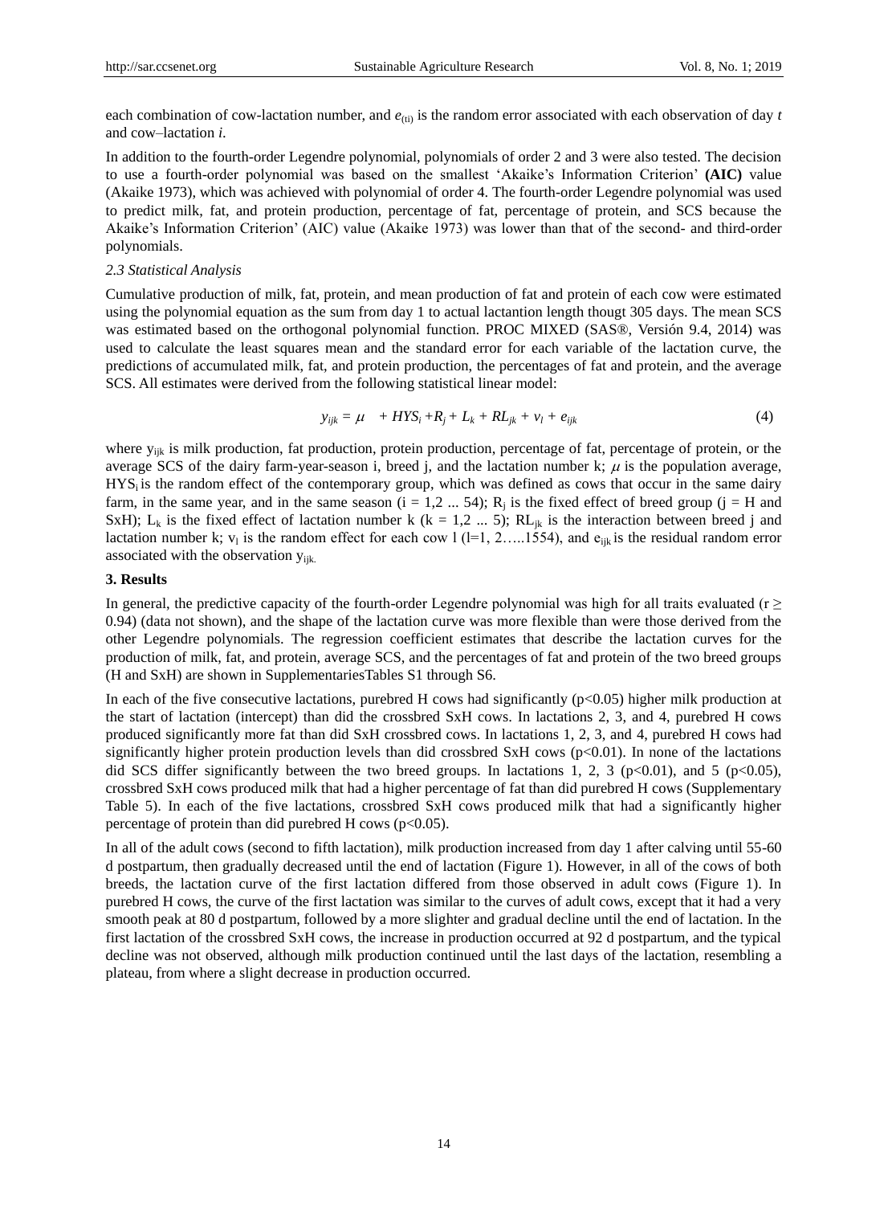each combination of cow-lactation number, and $e_{(ti)}$ is the random error associated with each observation of day $t$ and cow–lactation $i$.

In addition to the fourth-order Legendre polynomial, polynomials of order 2 and 3 were also tested. The decision to use a fourth-order polynomial was based on the smallest 'Akaike's Information Criterion' **(AIC)** value (Akaike 1973), which was achieved with polynomial of order 4. The fourth-order Legendre polynomial was used to predict milk, fat, and protein production, percentage of fat, percentage of protein, and SCS because the Akaike's Information Criterion' (AIC) value (Akaike 1973) was lower than that of the second- and third-order polynomials.

### *2.3 Statistical Analysis*

Cumulative production of milk, fat, protein, and mean production of fat and protein of each cow were estimated using the polynomial equation as the sum from day 1 to actual lactantion length thougt 305 days. The mean SCS was estimated based on the orthogonal polynomial function. PROC MIXED (SAS®, Versión 9.4, 2014) was used to calculate the least squares mean and the standard error for each variable of the lactation curve, the predictions of accumulated milk, fat, and protein production, the percentages of fat and protein, and the average SCS. All estimates were derived from the following statistical linear model:

$$y_{ijk} = \mu + HYS_i + R_j + L_k + RL_{jk} + v_l + e_{ijk} \tag{4}$$

where $y_{ijk}$ is milk production, fat production, protein production, percentage of fat, percentage of protein, or the average SCS of the dairy farm-year-season i, breed j, and the lactation number k; $\mu$ is the population average, $HYS_i$ is the random effect of the contemporary group, which was defined as cows that occur in the same dairy farm, in the same year, and in the same season ($i = 1,2 ... 54$); $R_j$ is the fixed effect of breed group (j = H and SxH); $L_k$ is the fixed effect of lactation number k ($k = 1,2 ... 5$); $RL_{jk}$ is the interaction between breed j and lactation number k; $v_l$ is the random effect for each cow l ($l=1, 2.....1554$), and $e_{ijk}$ is the residual random error associated with the observation $y_{ijk.}$

## 3. Results

In general, the predictive capacity of the fourth-order Legendre polynomial was high for all traits evaluated ($r \geq 0.94$) (data not shown), and the shape of the lactation curve was more flexible than were those derived from the other Legendre polynomials. The regression coefficient estimates that describe the lactation curves for the production of milk, fat, and protein, average SCS, and the percentages of fat and protein of the two breed groups (H and SxH) are shown in SupplementariesTables S1 through S6.

In each of the five consecutive lactations, purebred H cows had significantly ($p<0.05$) higher milk production at the start of lactation (intercept) than did the crossbred SxH cows. In lactations 2, 3, and 4, purebred H cows produced significantly more fat than did SxH crossbred cows. In lactations 1, 2, 3, and 4, purebred H cows had significantly higher protein production levels than did crossbred SxH cows ($p<0.01$). In none of the lactations did SCS differ significantly between the two breed groups. In lactations 1, 2, 3 ($p<0.01$), and 5 ($p<0.05$), crossbred SxH cows produced milk that had a higher percentage of fat than did purebred H cows (Supplementary Table 5). In each of the five lactations, crossbred SxH cows produced milk that had a significantly higher percentage of protein than did purebred H cows ($p<0.05$).

In all of the adult cows (second to fifth lactation), milk production increased from day 1 after calving until 55-60 d postpartum, then gradually decreased until the end of lactation (Figure 1). However, in all of the cows of both breeds, the lactation curve of the first lactation differed from those observed in adult cows (Figure 1). In purebred H cows, the curve of the first lactation was similar to the curves of adult cows, except that it had a very smooth peak at 80 d postpartum, followed by a more slighter and gradual decline until the end of lactation. In the first lactation of the crossbred SxH cows, the increase in production occurred at 92 d postpartum, and the typical decline was not observed, although milk production continued until the last days of the lactation, resembling a plateau, from where a slight decrease in production occurred.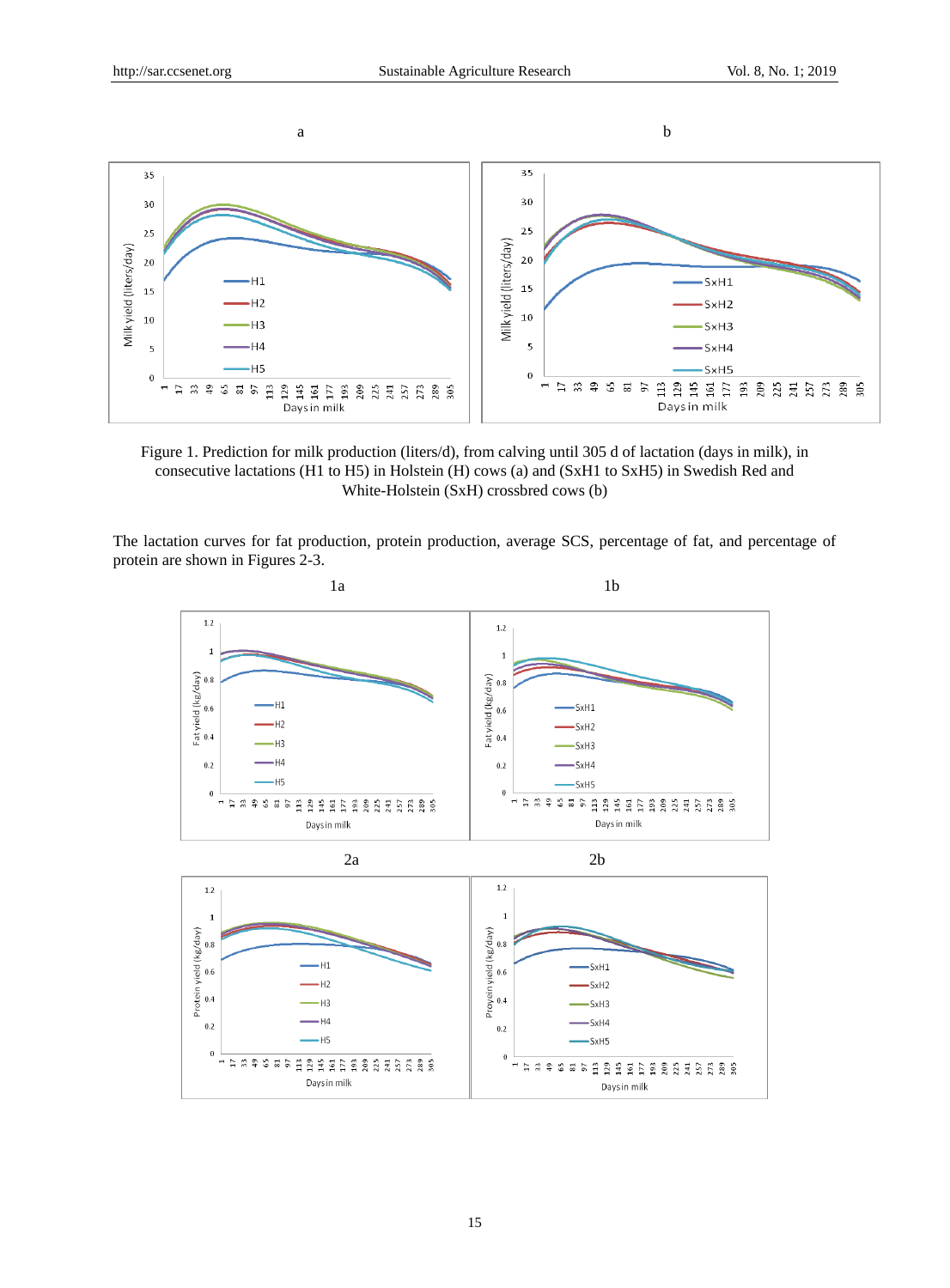Figure 1. Prediction for milk production (liters/d), from calving until 305 d of lactation (days in milk), in consecutive lactations (H1 to H5) in Holstein (H) cows (a) and (SxH1 to SxH5) in Swedish Red and White-Holstein (SxH) crossbred cows (b)

The lactation curves for fat production, protein production, average SCS, percentage of fat, and percentage of protein are shown in Figures 2-3.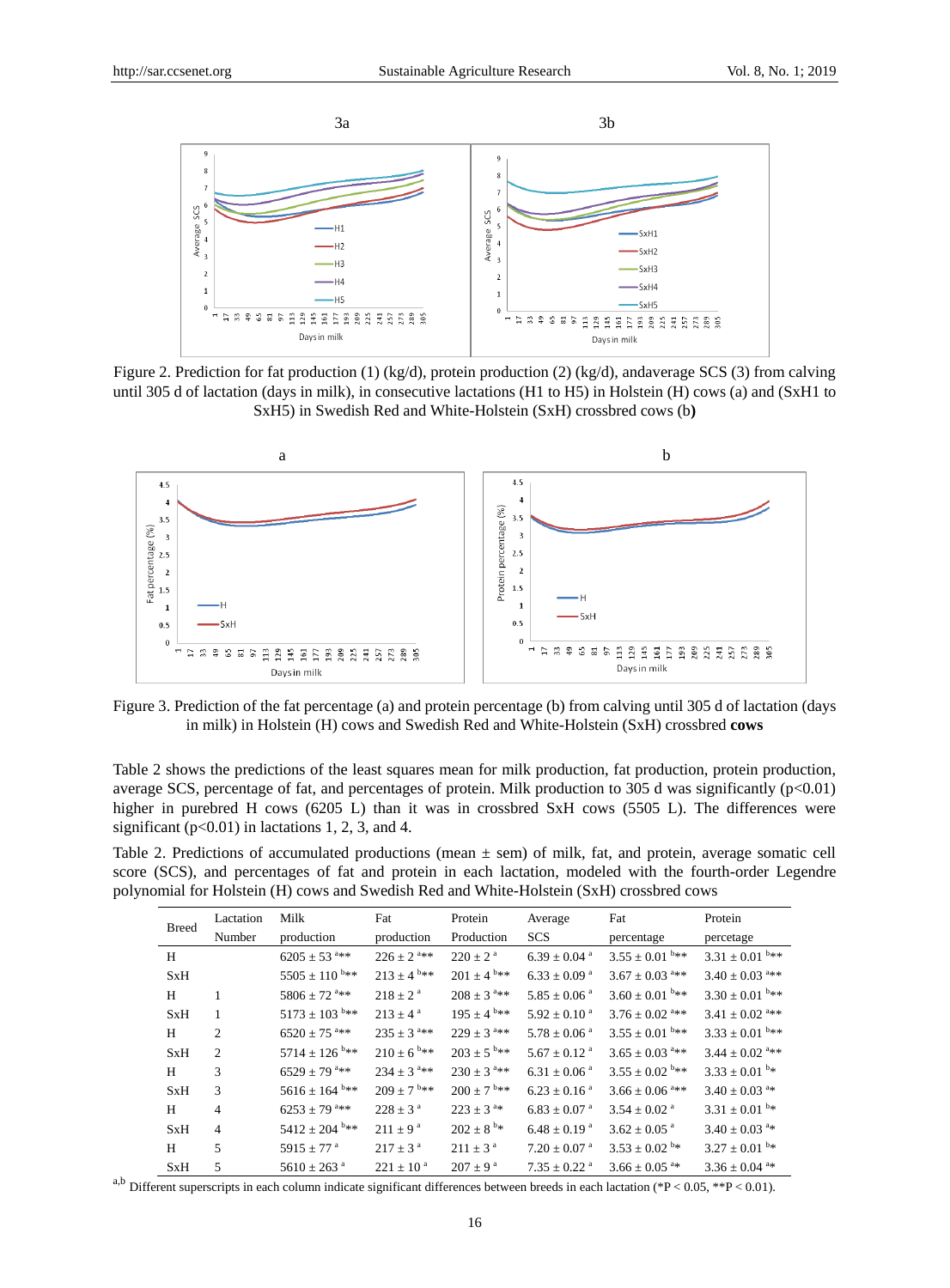Figure 2. Prediction for fat production (1) (kg/d), protein production (2) (kg/d), andaverage SCS (3) from calving until 305 d of lactation (days in milk), in consecutive lactations (H1 to H5) in Holstein (H) cows (a) and (SxH1 to SxH5) in Swedish Red and White-Holstein (SxH) crossbred cows (b**)**

Figure 3. Prediction of the fat percentage (a) and protein percentage (b) from calving until 305 d of lactation (days in milk) in Holstein (H) cows and Swedish Red and White-Holstein (SxH) crossbred **cows**

Table 2 shows the predictions of the least squares mean for milk production, fat production, SCS, protein production, average SCS, percentage of fat, and percentages of protein. Milk production to 305 d was significantly ($p<0.01$) higher in purebred H cows (6205 L) than it was in crossbred SxH cows (5505 L). The differences were significant ($p<0.01$) in lactations 1, 2, 3, and 4.

Table 2. Predictions of accumulated productions (mean ± sem) of milk, fat, and protein, average somatic cell score (SCS), and percentages of fat and protein in each lactation, modeled with the fourth-order Legendre polynomial for Holstein (H) cows and Swedish Red and White-Holstein (SxH) crossbred cows

| Breed | Lactation Number | Milk production | Fat production | Protein Production | Average SCS | Fat percentage | Protein percetage |
|---|---|---|---|---|---|---|---|
| H | | 6205 ± 53 $^{a**}$ | 226 ± 2 $^{a**}$ | 220 ± 2 $^{a}$ | 6.39 ± 0.04 $^{a}$ | 3.55 ± 0.01 $^{b**}$ | 3.31 ± 0.01 $^{b**}$ |
| SxH | | 5505 ± 110 $^{b**}$ | 213 ± 4 $^{b**}$ | 201 ± 4 $^{b**}$ | 6.33 ± 0.09 $^{a}$ | 3.67 ± 0.03 $^{a**}$ | 3.40 ± 0.03 $^{a**}$ |
| H | 1 | 5806 ± 72 $^{a**}$ | 218 ± 2 $^{a}$ | 208 ± 3 $^{a**}$ | 5.85 ± 0.06 $^{a}$ | 3.60 ± 0.01 $^{b**}$ | 3.30 ± 0.01 $^{b**}$ |
| SxH | 1 | 5173 ± 103 $^{b**}$ | 213 ± 4 $^{a}$ | 195 ± 4 $^{b**}$ | 5.92 ± 0.10 $^{a}$ | 3.76 ± 0.02 $^{a**}$ | 3.41 ± 0.02 $^{a**}$ |
| H | 2 | 6520 ± 75 $^{a**}$ | 235 ± 3 $^{a**}$ | 229 ± 3 $^{a**}$ | 5.78 ± 0.06 $^{a}$ | 3.55 ± 0.01 $^{b**}$ | 3.33 ± 0.01 $^{b**}$ |
| SxH | 2 | 5714 ± 126 $^{b**}$ | 210 ± 6 $^{b**}$ | 203 ± 5 $^{b**}$ | 5.67 ± 0.12 $^{a}$ | 3.65 ± 0.03 $^{a**}$ | 3.44 ± 0.02 $^{a**}$ |
| H | 3 | 6529 ± 79 $^{a**}$ | 234 ± 3 $^{a**}$ | 230 ± 3 $^{a**}$ | 6.31 ± 0.06 $^{a}$ | 3.55 ± 0.02 $^{b**}$ | 3.33 ± 0.01 $^{b*}$ |
| SxH | 3 | 5616 ± 164 $^{b**}$ | 209 ± 7 $^{b**}$ | 200 ± 7 $^{b**}$ | 6.23 ± 0.16 $^{a}$ | 3.66 ± 0.06 $^{a**}$ | 3.40 ± 0.03 $^{a*}$ |
| H | 4 | 6253 ± 79 $^{a**}$ | 228 ± 3 $^{a}$ | 223 ± 3 $^{a*}$ | 6.83 ± 0.07 $^{a}$ | 3.54 ± 0.02 $^{a}$ | 3.31 ± 0.01 $^{b*}$ |
| SxH | 4 | 5412 ± 204 $^{b**}$ | 211 ± 9 $^{a}$ | 202 ± 8 $^{b*}$ | 6.48 ± 0.19 $^{a}$ | 3.62 ± 0.05 $^{a}$ | 3.40 ± 0.03 $^{a*}$ |
| H | 5 | 5915 ± 77 $^{a}$ | 217 ± 3 $^{a}$ | 211 ± 3 $^{a}$ | 7.20 ± 0.07 $^{a}$ | 3.53 ± 0.02 $^{b*}$ | 3.27 ± 0.01 $^{b*}$ |
| SxH | 5 | 5610 ± 263 $^{a}$ | 221 ± 10 $^{a}$ | 207 ± 9 $^{a}$ | 7.35 ± 0.22 $^{a}$ | 3.66 ± 0.05 $^{a*}$ | 3.36 ± 0.04 $^{a*}$ |

[a,b] Different superscripts in each column indicate significant differences between breeds in each lactation (*$P < 0.05$, **$P < 0.01$).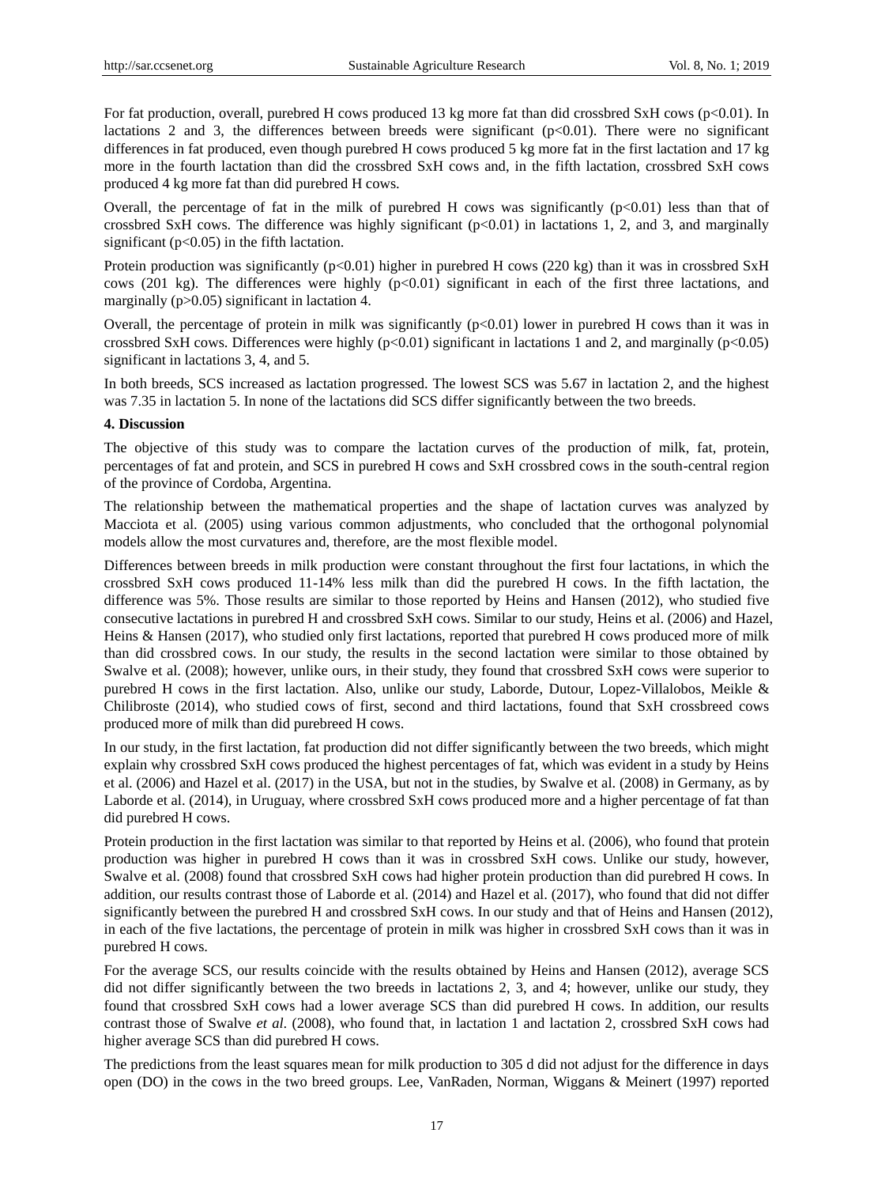For fat production, overall, purebred H cows produced 13 kg more fat than did crossbred SxH cows ($p<0.01$). In lactations 2 and 3, the differences between breeds were significant ($p<0.01$). There were no significant differences in fat produced, even though purebred H cows produced 5 kg more fat in the first lactation and 17 kg more in the fourth lactation than did the crossbred SxH cows and, in the fifth lactation, crossbred SxH cows produced 4 kg more fat than did purebred H cows.

Overall, the percentage of fat in the milk of purebred H cows was significantly ($p<0.01$) less than that of crossbred SxH cows. The difference was highly significant ($p<0.01$) in lactations 1, 2, and 3, and marginally significant ($p<0.05$) in the fifth lactation.

Protein production was significantly ($p<0.01$) higher in purebred H cows (220 kg) than it was in crossbred SxH cows (201 kg). The differences were highly ($p<0.01$) significant in each of the first three lactations, and marginally ($p>0.05$) significant in lactation 4.

Overall, the percentage of protein in milk was significantly ($p<0.01$) lower in purebred H cows than it was in crossbred SxH cows. Differences were highly ($p<0.01$) significant in lactations 1 and 2, and marginally ($p<0.05$) significant in lactations 3, 4, and 5.

In both breeds, SCS increased as lactation progressed. The lowest SCS was 5.67 in lactation 2, and the highest was 7.35 in lactation 5. In none of the lactations did SCS differ significantly between the two breeds.

**4. Discussion**

The objective of this study was to compare the lactation curves of the production of milk, fat, protein, percentages of fat and protein, and SCS in purebred H cows and SxH crossbred cows in the south-central region of the province of Cordoba, Argentina.

The relationship between the mathematical properties and the shape of lactation curves was analyzed by Macciota et al. (2005) using various common adjustments, who concluded that the orthogonal polynomial models allow the most curvatures and, therefore, are the most flexible model.

Differences between breeds in milk production were constant throughout the first four lactations, in which the crossbred SxH cows produced 11-14% less milk than did the purebred H cows. In the fifth lactation, the difference was 5%. Those results are similar to those reported by Heins and Hansen (2012), who studied five consecutive lactations in purebred H and crossbred SxH cows. Similar to our study, Heins et al. (2006) and Hazel, Heins & Hansen (2017), who studied only first lactations, reported that purebred H cows produced more of milk than did crossbred cows. In our study, the results in the second lactation were similar to those obtained by Swalve et al. (2008); however, unlike ours, in their study, they found that crossbred SxH cows were superior to purebred H cows in the first lactation. Also, unlike our study, Laborde, Dutour, Lopez-Villalobos, Meikle & Chilibroste (2014), who studied cows of first, second and third lactations, found that SxH crossbreed cows produced more of milk than did purebreed H cows.

In our study, in the first lactation, fat production did not differ significantly between the two breeds, which might explain why crossbred SxH cows produced the highest percentages of fat, which was evident in a study by Heins et al. (2006) and Hazel et al. (2017) in the USA, but not in the studies, by Swalve et al. (2008) in Germany, as by Laborde et al. (2014), in Uruguay, where crossbred SxH cows produced more and a higher percentage of fat than did purebred H cows.

Protein production in the first lactation was similar to that reported by Heins et al. (2006), who found that protein production was higher in purebred H cows than it was in crossbred SxH cows. Unlike our study, however, Swalve et al. (2008) found that crossbred SxH cows had higher protein production than did purebred H cows. In addition, our results contrast those of Laborde et al. (2014) and Hazel et al. (2017), who found that did not differ significantly between the purebred H and crossbred SxH cows. In our study and that of Heins and Hansen (2012), in each of the five lactations, the percentage of protein in milk was higher in crossbred SxH cows than it was in purebred H cows.

For the average SCS, our results coincide with the results obtained by Heins and Hansen (2012), average SCS did not differ significantly between the two breeds in lactations 2, 3, and 4; however, unlike our study, they found that crossbred SxH cows had a lower average SCS than did purebred H cows. In addition, our results contrast those of Swalve *et al.* (2008), who found that, in lactation 1 and lactation 2, crossbred SxH cows had higher average SCS than did purebred H cows.

The predictions from the least squares mean for milk production to 305 d did not adjust for the difference in days open (DO) in the cows in the two breed groups. Lee, VanRaden, Norman, Wiggans & Meinert (1997) reported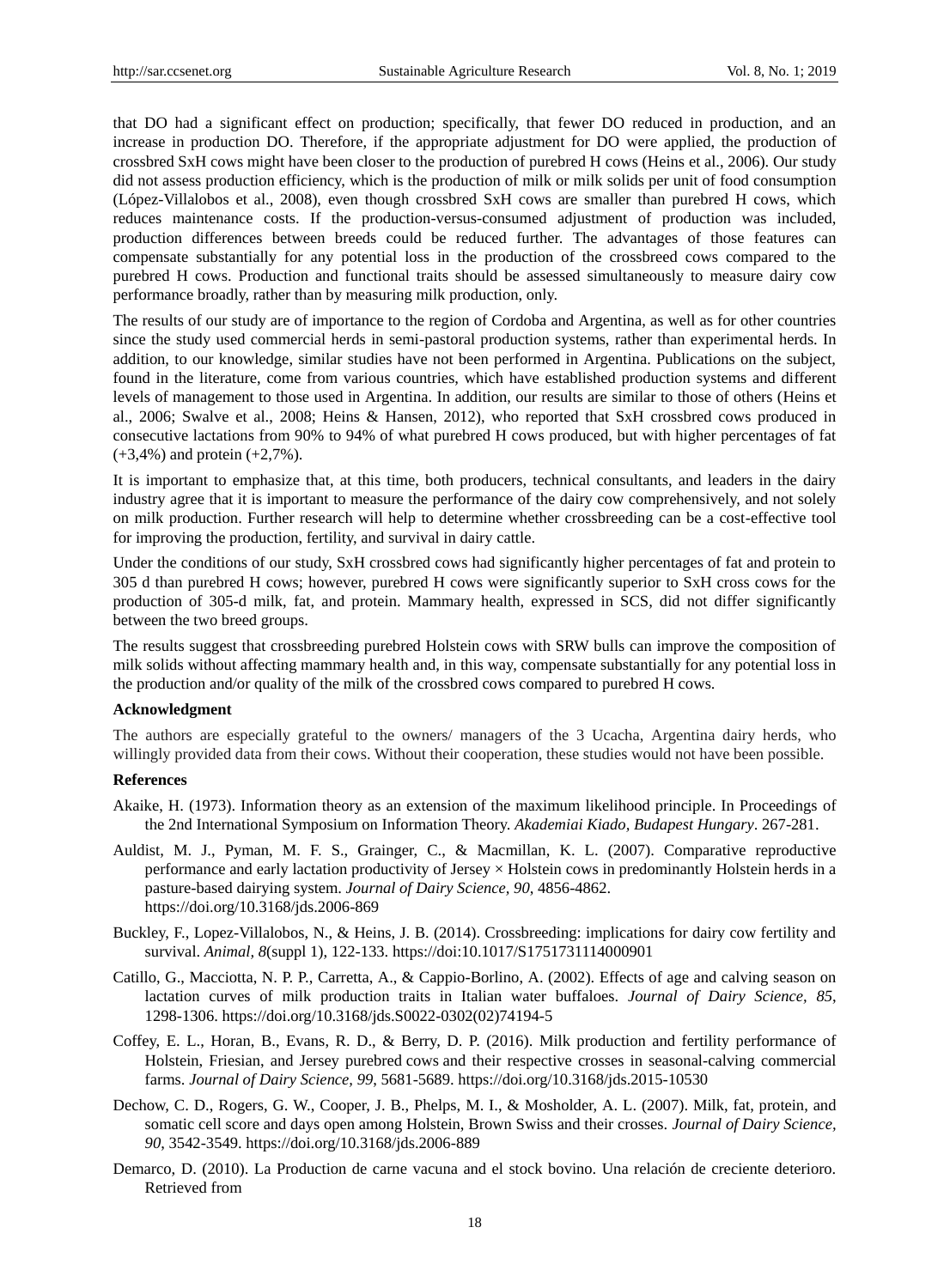that DO had a significant effect on production; specifically, that fewer DO reduced in production, and an increase in production DO. Therefore, if the appropriate adjustment for DO were applied, the production of crossbred SxH cows might have been closer to the production of purebred H cows (Heins et al., 2006). Our study did not assess production efficiency, which is the production of milk or milk solids per unit of food consumption (López-Villalobos et al., 2008), even though crossbred SxH cows are smaller than purebred H cows, which reduces maintenance costs. If the production-versus-consumed adjustment of production was included, production differences between breeds could be reduced further. The advantages of those features can compensate substantially for any potential loss in the production of the crossbreed cows compared to the purebred H cows. Production and functional traits should be assessed simultaneously to measure dairy cow performance broadly, rather than by measuring milk production, only.

The results of our study are of importance to the region of Cordoba and Argentina, as well as for other countries since the study used commercial herds in semi-pastoral production systems, rather than experimental herds. In addition, to our knowledge, similar studies have not been performed in Argentina. Publications on the subject, found in the literature, come from various countries, which have established production systems and different levels of management to those used in Argentina. In addition, our results are similar to those of others (Heins et al., 2006; Swalve et al., 2008; Heins & Hansen, 2012), who reported that SxH crossbred cows produced in consecutive lactations from 90% to 94% of what purebred H cows produced, but with higher percentages of fat (+3,4%) and protein (+2,7%).

It is important to emphasize that, at this time, both producers, technical consultants, and leaders in the dairy industry agree that it is important to measure the performance of the dairy cow comprehensively, and not solely on milk production. Further research will help to determine whether crossbreeding can be a cost-effective tool for improving the production, fertility, and survival in dairy cattle.

Under the conditions of our study, SxH crossbred cows had significantly higher percentages of fat and protein to 305 d than purebred H cows; however, purebred H cows were significantly superior to SxH cross cows for the production of 305-d milk, fat, and protein. Mammary health, expressed in SCS, did not differ significantly between the two breed groups.

The results suggest that crossbreeding purebred Holstein cows with SRW bulls can improve the composition of milk solids without affecting mammary health and, in this way, compensate substantially for any potential loss in the production and/or quality of the milk of the crossbred cows compared to purebred H cows.

**Acknowledgment**

The authors are especially grateful to the owners/ managers of the 3 Ucacha, Argentina dairy herds, who willingly provided data from their cows. Without their cooperation, these studies would not have been possible.

**References**

Akaike, H. (1973). Information theory as an extension of the maximum likelihood principle. In Proceedings of the 2nd International Symposium on Information Theory. *Akademiai Kiado, Budapest Hungary*. 267-281.

Auldist, M. J., Pyman, M. F. S., Grainger, C., & Macmillan, K. L. (2007). Comparative reproductive performance and early lactation productivity of Jersey × Holstein cows in predominantly Holstein herds in a pasture-based dairying system. *Journal of Dairy Science, 90*, 4856-4862. https://doi.org/10.3168/jds.2006-869

Buckley, F., Lopez-Villalobos, N., & Heins, J. B. (2014). Crossbreeding: implications for dairy cow fertility and survival. *Animal, 8*(suppl 1), 122-133. https://doi:10.1017/S1751731114000901

Catillo, G., Macciotta, N. P. P., Carretta, A., & Cappio-Borlino, A. (2002). Effects of age and calving season on lactation curves of milk production traits in Italian water buffaloes. *Journal of Dairy Science, 85*, 1298-1306. https://doi.org/10.3168/jds.S0022-0302(02)74194-5

Coffey, E. L., Horan, B., Evans, R. D., & Berry, D. P. (2016). Milk production and fertility performance of Holstein, Friesian, and Jersey purebred cows and their respective crosses in seasonal-calving commercial farms. *Journal of Dairy Science, 99*, 5681-5689. https://doi.org/10.3168/jds.2015-10530

Dechow, C. D., Rogers, G. W., Cooper, J. B., Phelps, M. I., & Mosholder, A. L. (2007). Milk, fat, protein, and somatic cell score and days open among Holstein, Brown Swiss and their crosses. *Journal of Dairy Science, 90*, 3542-3549. https://doi.org/10.3168/jds.2006-889

Demarco, D. (2010). La Production de carne vacuna and el stock bovino. Una relación de creciente deterioro. Retrieved from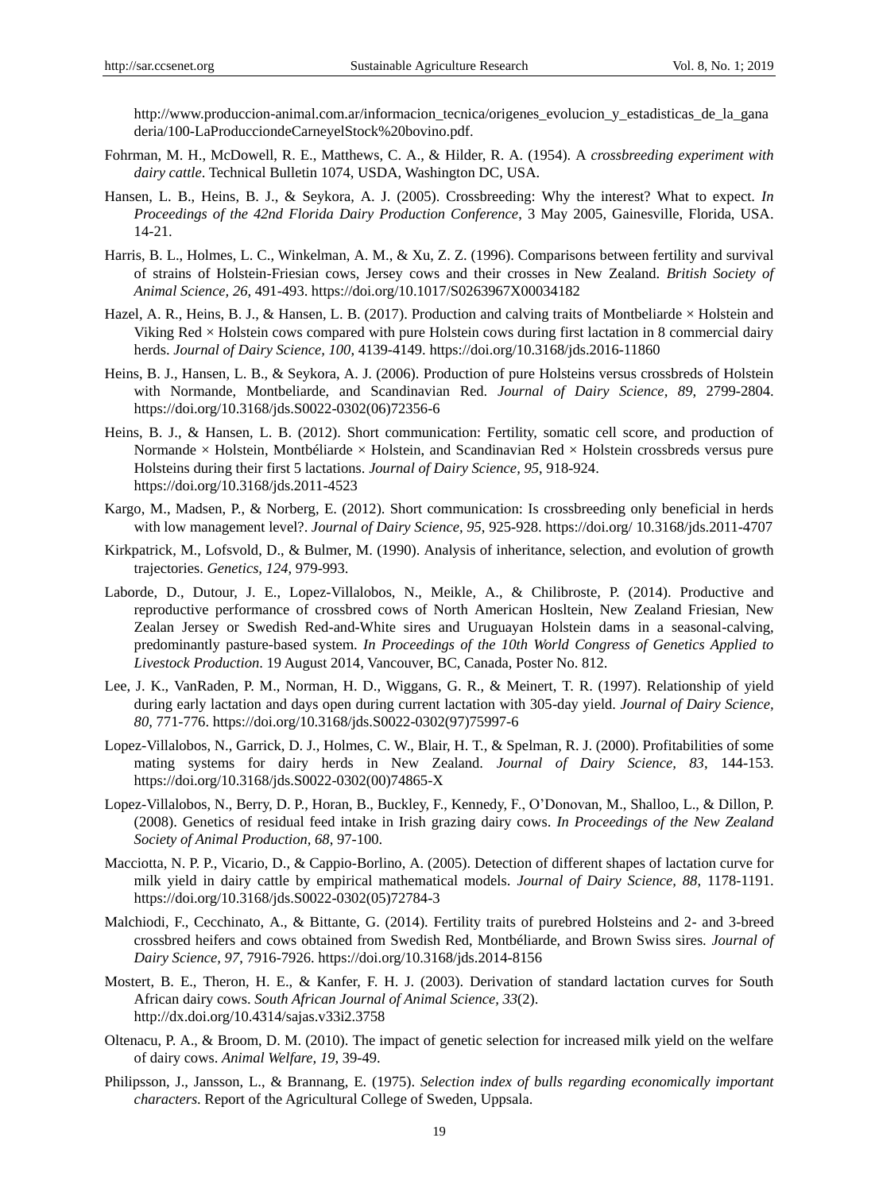http://www.produccion-animal.com.ar/informacion_tecnica/origenes_evolucion_y_estadisticas_de_la_ganaderia/100-LaProducciondeCarneyelStock%20bovino.pdf.

Fohrman, M. H., McDowell, R. E., Matthews, C. A., & Hilder, R. A. (1954). A *crossbreeding experiment with dairy cattle*. Technical Bulletin 1074, USDA, Washington DC, USA.

Hansen, L. B., Heins, B. J., & Seykora, A. J. (2005). Crossbreeding: Why the interest? What to expect. *In Proceedings of the 42nd Florida Dairy Production Conference*, 3 May 2005, Gainesville, Florida, USA. 14-21.

Harris, B. L., Holmes, L. C., Winkelman, A. M., & Xu, Z. Z. (1996). Comparisons between fertility and survival of strains of Holstein-Friesian cows, Jersey cows and their crosses in New Zealand. *British Society of Animal Science, 26*, 491-493. https://doi.org/10.1017/S0263967X00034182

Hazel, A. R., Heins, B. J., & Hansen, L. B. (2017). Production and calving traits of Montbeliarde × Holstein and Viking Red × Holstein cows compared with pure Holstein cows during first lactation in 8 commercial dairy herds. *Journal of Dairy Science, 100*, 4139-4149. https://doi.org/10.3168/jds.2016-11860

Heins, B. J., Hansen, L. B., & Seykora, A. J. (2006). Production of pure Holsteins versus crossbreds of Holstein with Normande, Montbeliarde, and Scandinavian Red. *Journal of Dairy Science, 89*, 2799-2804. https://doi.org/10.3168/jds.S0022-0302(06)72356-6

Heins, B. J., & Hansen, L. B. (2012). Short communication: Fertility, somatic cell score, and production of Normande × Holstein, Montbéliarde × Holstein, and Scandinavian Red × Holstein crossbreds versus pure Holsteins during their first 5 lactations. *Journal of Dairy Science, 95*, 918-924. https://doi.org/10.3168/jds.2011-4523

Kargo, M., Madsen, P., & Norberg, E. (2012). Short communication: Is crossbreeding only beneficial in herds with low management level?. *Journal of Dairy Science, 95*, 925-928. https://doi.org/ 10.3168/jds.2011-4707

Kirkpatrick, M., Lofsvold, D., & Bulmer, M. (1990). Analysis of inheritance, selection, and evolution of growth trajectories. *Genetics, 124*, 979-993.

Laborde, D., Dutour, J. E., Lopez-Villalobos, N., Meikle, A., & Chilibroste, P. (2014). Productive and reproductive performance of crossbred cows of North American Hosltein, New Zealand Friesian, New Zealan Jersey or Swedish Red-and-White sires and Uruguayan Holstein dams in a seasonal-calving, predominantly pasture-based system. *In Proceedings of the 10th World Congress of Genetics Applied to Livestock Production*. 19 August 2014, Vancouver, BC, Canada, Poster No. 812.

Lee, J. K., VanRaden, P. M., Norman, H. D., Wiggans, G. R., & Meinert, T. R. (1997). Relationship of yield during early lactation and days open during current lactation with 305-day yield. *Journal of Dairy Science, 80*, 771-776. https://doi.org/10.3168/jds.S0022-0302(97)75997-6

Lopez-Villalobos, N., Garrick, D. J., Holmes, C. W., Blair, H. T., & Spelman, R. J. (2000). Profitabilities of some mating systems for dairy herds in New Zealand. *Journal of Dairy Science, 83*, 144-153. https://doi.org/10.3168/jds.S0022-0302(00)74865-X

Lopez-Villalobos, N., Berry, D. P., Horan, B., Buckley, F., Kennedy, F., O'Donovan, M., Shalloo, L., & Dillon, P. (2008). Genetics of residual feed intake in Irish grazing dairy cows. *In Proceedings of the New Zealand Society of Animal Production, 68*, 97-100.

Macciotta, N. P. P., Vicario, D., & Cappio-Borlino, A. (2005). Detection of different shapes of lactation curve for milk yield in dairy cattle by empirical mathematical models. *Journal of Dairy Science, 88*, 1178-1191. https://doi.org/10.3168/jds.S0022-0302(05)72784-3

Malchiodi, F., Cecchinato, A., & Bittante, G. (2014). Fertility traits of purebred Holsteins and 2- and 3-breed crossbred heifers and cows obtained from Swedish Red, Montbéliarde, and Brown Swiss sires. *Journal of Dairy Science, 97*, 7916-7926. https://doi.org/10.3168/jds.2014-8156

Mostert, B. E., Theron, H. E., & Kanfer, F. H. J. (2003). Derivation of standard lactation curves for South African dairy cows. *South African Journal of Animal Science, 33*(2). http://dx.doi.org/10.4314/sajas.v33i2.3758

Oltenacu, P. A., & Broom, D. M. (2010). The impact of genetic selection for increased milk yield on the welfare of dairy cows. *Animal Welfare, 19*, 39-49.

Philipsson, J., Jansson, L., & Brannang, E. (1975). *Selection index of bulls regarding economically important characters*. Report of the Agricultural College of Sweden, Uppsala.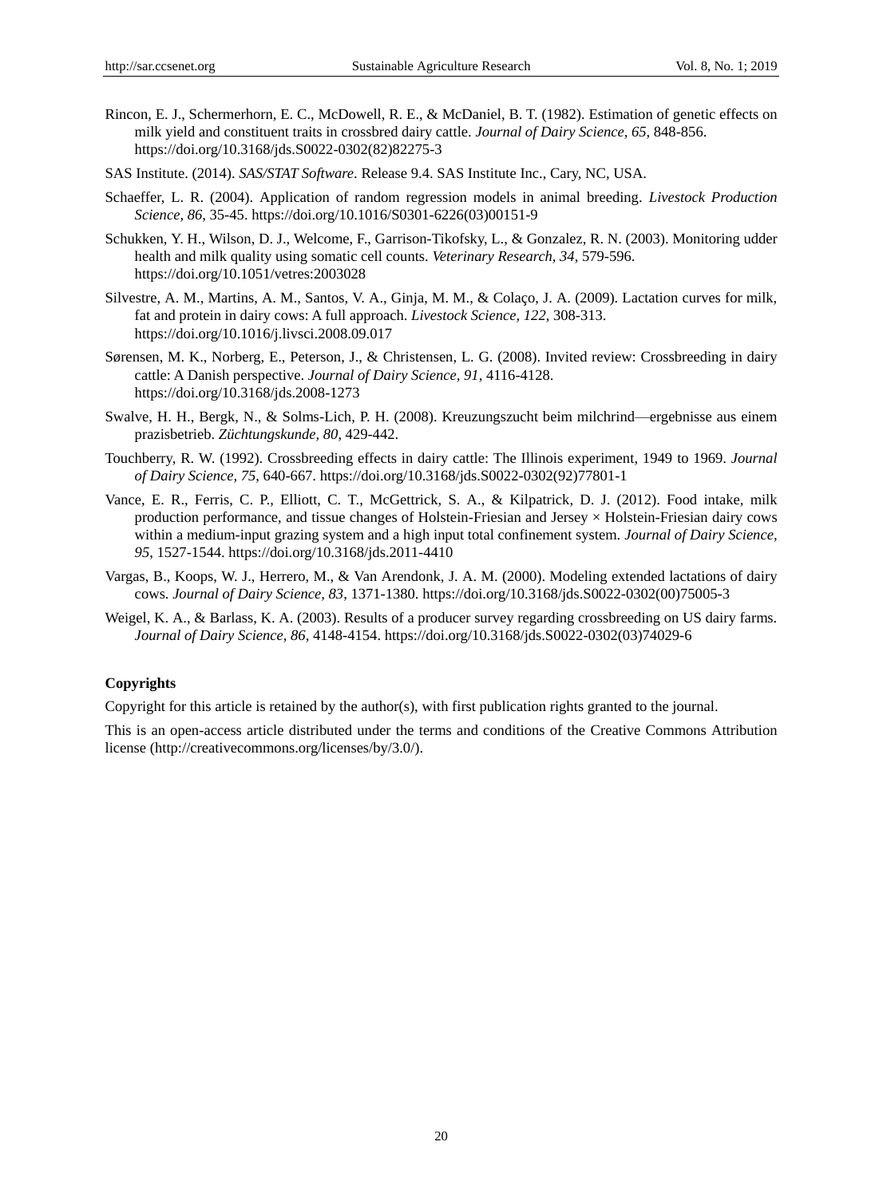Rincon, E. J., Schermerhorn, E. C., McDowell, R. E., & McDaniel, B. T. (1982). Estimation of genetic effects on milk yield and constituent traits in crossbred dairy cattle. *Journal of Dairy Science, 65*, 848-856. https://doi.org/10.3168/jds.S0022-0302(82)82275-3

SAS Institute. (2014). *SAS/STAT Software*. Release 9.4. SAS Institute Inc., Cary, NC, USA.

Schaeffer, L. R. (2004). Application of random regression models in animal breeding. *Livestock Production Science, 86*, 35-45. https://doi.org/10.1016/S0301-6226(03)00151-9

Schukken, Y. H., Wilson, D. J., Welcome, F., Garrison-Tikofsky, L., & Gonzalez, R. N. (2003). Monitoring udder health and milk quality using somatic cell counts. *Veterinary Research, 34*, 579-596. https://doi.org/10.1051/vetres:2003028

Silvestre, A. M., Martins, A. M., Santos, V. A., Ginja, M. M., & Colaço, J. A. (2009). Lactation curves for milk, fat and protein in dairy cows: A full approach. *Livestock Science, 122*, 308-313. https://doi.org/10.1016/j.livsci.2008.09.017

Sørensen, M. K., Norberg, E., Peterson, J., & Christensen, L. G. (2008). Invited review: Crossbreeding in dairy cattle: A Danish perspective. *Journal of Dairy Science, 91*, 4116-4128. https://doi.org/10.3168/jds.2008-1273

Swalve, H. H., Bergk, N., & Solms-Lich, P. H. (2008). Kreuzungszucht beim milchrind—ergebnisse aus einem prazisbetrieb. *Züchtungskunde, 80*, 429-442.

Touchberry, R. W. (1992). Crossbreeding effects in dairy cattle: The Illinois experiment, 1949 to 1969. *Journal of Dairy Science, 75*, 640-667. https://doi.org/10.3168/jds.S0022-0302(92)77801-1

Vance, E. R., Ferris, C. P., Elliott, C. T., McGettrick, S. A., & Kilpatrick, D. J. (2012). Food intake, milk production performance, and tissue changes of Holstein-Friesian and Jersey × Holstein-Friesian dairy cows within a medium-input grazing system and a high input total confinement system. *Journal of Dairy Science, 95*, 1527-1544. https://doi.org/10.3168/jds.2011-4410

Vargas, B., Koops, W. J., Herrero, M., & Van Arendonk, J. A. M. (2000). Modeling extended lactations of dairy cows. *Journal of Dairy Science, 83*, 1371-1380. https://doi.org/10.3168/jds.S0022-0302(00)75005-3

Weigel, K. A., & Barlass, K. A. (2003). Results of a producer survey regarding crossbreeding on US dairy farms. *Journal of Dairy Science, 86*, 4148-4154. https://doi.org/10.3168/jds.S0022-0302(03)74029-6

**Copyrights**

Copyright for this article is retained by the author(s), with first publication rights granted to the journal.

This is an open-access article distributed under the terms and conditions of the Creative Commons Attribution license (http://creativecommons.org/licenses/by/3.0/).